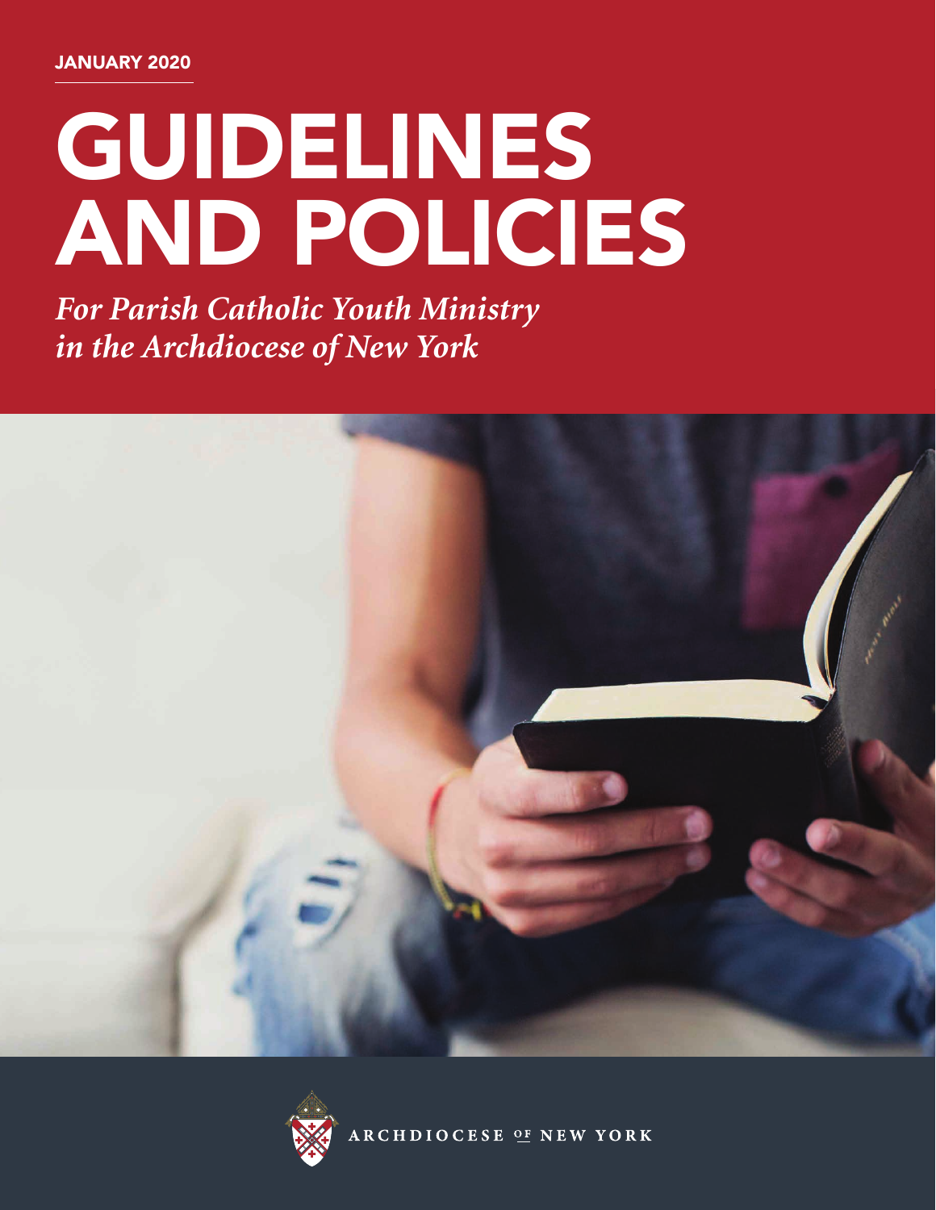JANUARY 2020

# GUIDELINES AND POLICIES

*For Parish Catholic Youth Ministry in the Archdiocese of New York*

ARCHDIOCESE OF NEW YORK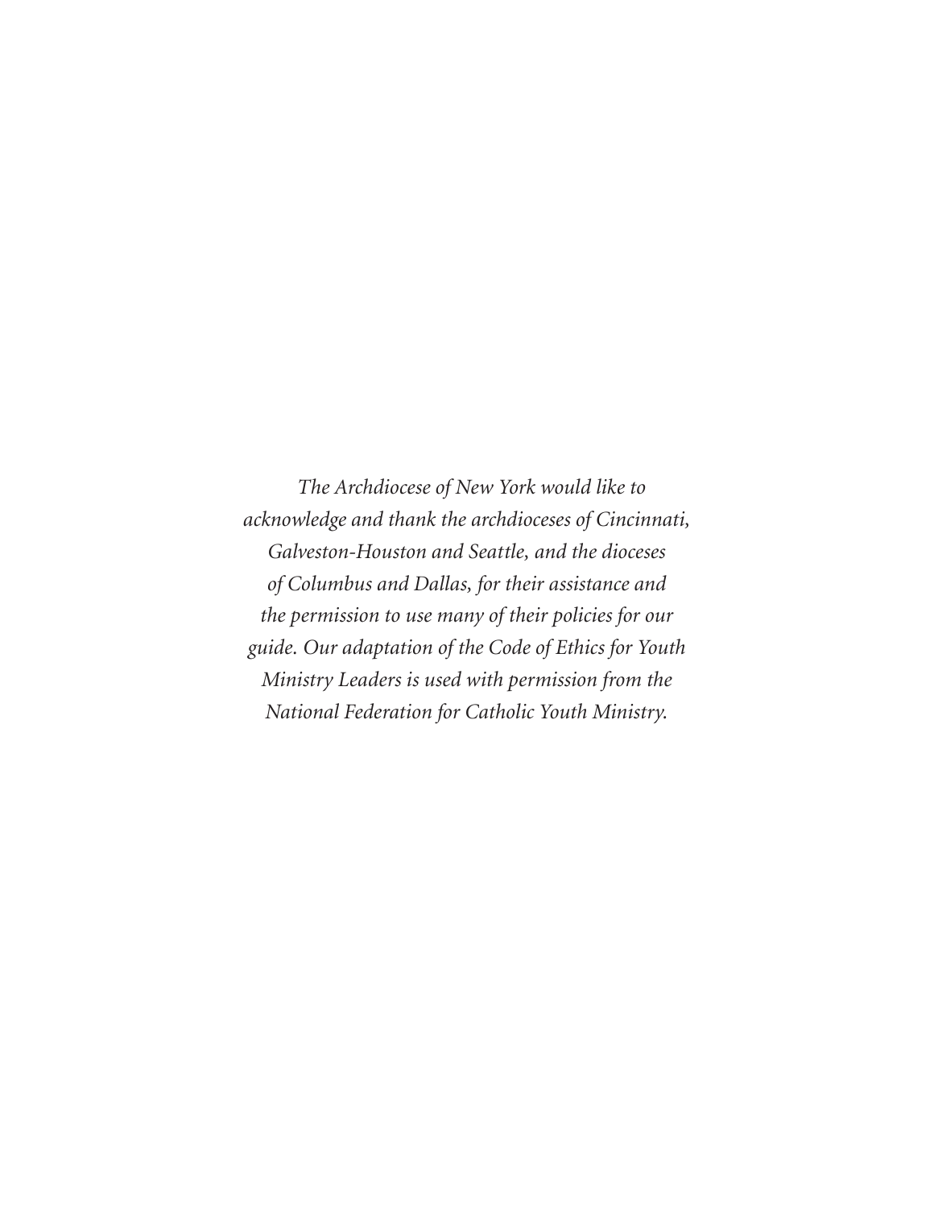*The Archdiocese of New York would like to acknowledge and thank the archdioceses of Cincinnati, Galveston-Houston and Seattle, and the dioceses of Columbus and Dallas, for their assistance and the permission to use many of their policies for our guide. Our adaptation of the Code of Ethics for Youth Ministry Leaders is used with permission from the National Federation for Catholic Youth Ministry.*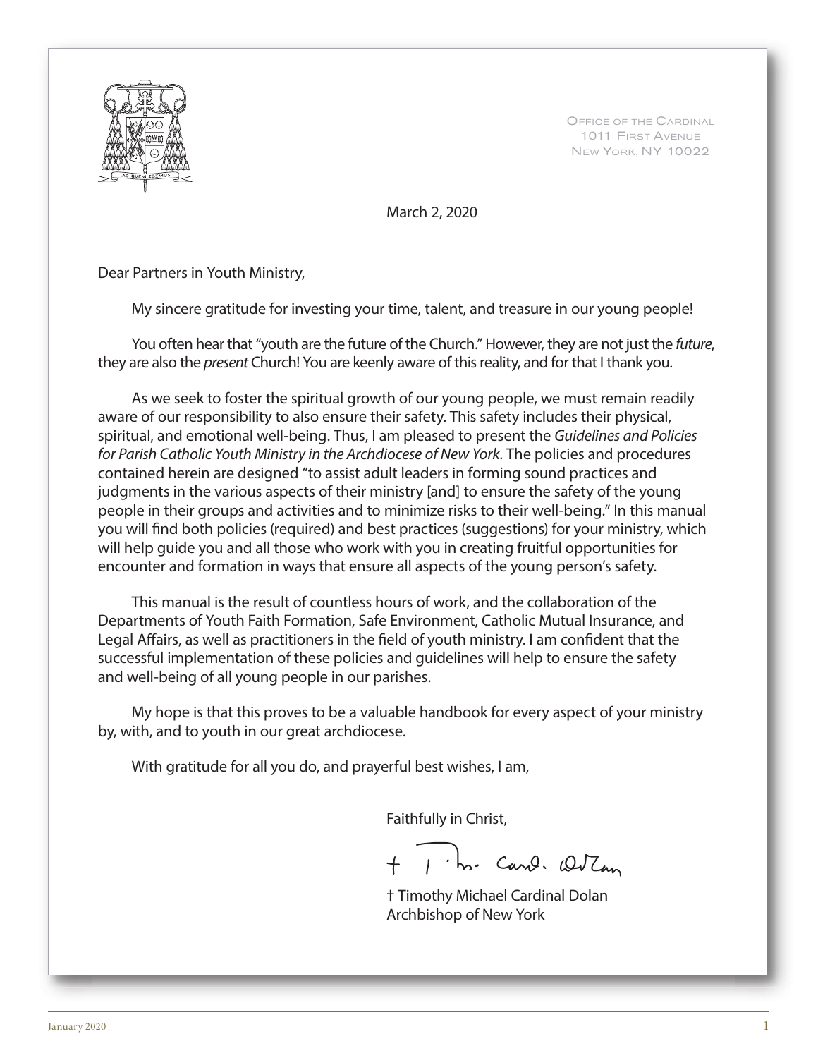Office of the Cardinal
1011 First Avenue
New York, NY 10022

March 2, 2020

Dear Partners in Youth Ministry,

My sincere gratitude for investing your time, talent, and treasure in our young people!

You often hear that "youth are the future of the Church." However, they are not just the *future*, they are also the *present* Church! You are keenly aware of this reality, and for that I thank you.

As we seek to foster the spiritual growth of our young people, we must remain readily aware of our responsibility to also ensure their safety. This safety includes their physical, spiritual, and emotional well-being. Thus, I am pleased to present the *Guidelines and Policies for Parish Catholic Youth Ministry in the Archdiocese of New York*. The policies and procedures contained herein are designed "to assist adult leaders in forming sound practices and judgments in the various aspects of their ministry [and] to ensure the safety of the young people in their groups and activities and to minimize risks to their well-being." In this manual you will find both policies (required) and best practices (suggestions) for your ministry, which will help guide you and all those who work with you in creating fruitful opportunities for encounter and formation in ways that ensure all aspects of the young person's safety.

This manual is the result of countless hours of work, and the collaboration of the Departments of Youth Faith Formation, Safe Environment, Catholic Mutual Insurance, and Legal Affairs, as well as practitioners in the field of youth ministry. I am confident that the successful implementation of these policies and guidelines will help to ensure the safety and well-being of all young people in our parishes.

My hope is that this proves to be a valuable handbook for every aspect of your ministry by, with, and to youth in our great archdiocese.

With gratitude for all you do, and prayerful best wishes, I am,

Faithfully in Christ,

† Timothy Michael Cardinal Dolan
Archbishop of New York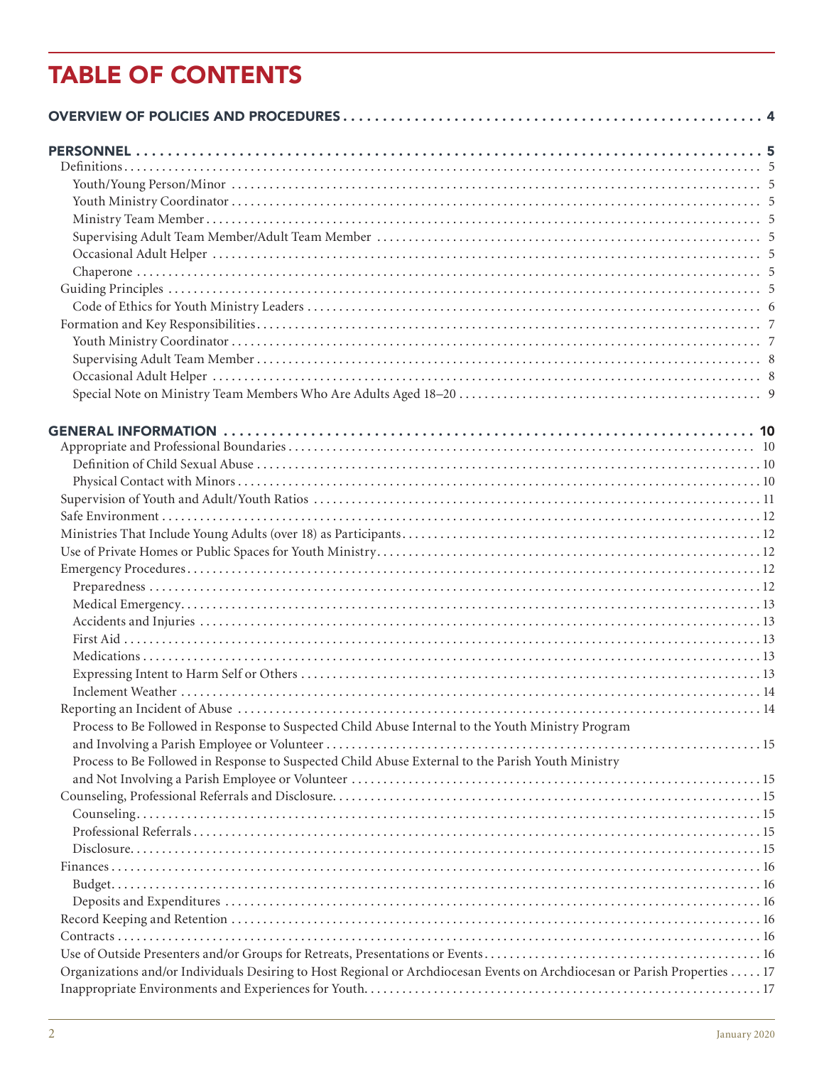# TABLE OF CONTENTS

**OVERVIEW OF POLICIES AND PROCEDURES** . . . . . . . . . . 4

**PERSONNEL** . . . . . . . . . . 5

- Definitions . . . . . . . . . . 5
  - Youth/Young Person/Minor . . . . . . . . . . 5
  - Youth Ministry Coordinator . . . . . . . . . . 5
  - Ministry Team Member . . . . . . . . . . 5
  - Supervising Adult Team Member/Adult Team Member . . . . . . . . . . 5
  - Occasional Adult Helper . . . . . . . . . . 5
  - Chaperone . . . . . . . . . . 5
- Guiding Principles . . . . . . . . . . 5
  - Code of Ethics for Youth Ministry Leaders . . . . . . . . . . 6
- Formation and Key Responsibilities . . . . . . . . . . 7
  - Youth Ministry Coordinator . . . . . . . . . . 7
  - Supervising Adult Team Member . . . . . . . . . . 8
  - Occasional Adult Helper . . . . . . . . . . 8
  - Special Note on Ministry Team Members Who Are Adults Aged 18–20 . . . . . . . . . . 9

**GENERAL INFORMATION** . . . . . . . . . . 10

- Appropriate and Professional Boundaries . . . . . . . . . . 10
  - Definition of Child Sexual Abuse . . . . . . . . . . 10
  - Physical Contact with Minors . . . . . . . . . . 10
- Supervision of Youth and Adult/Youth Ratios . . . . . . . . . . 11
- Safe Environment . . . . . . . . . . 12
- Ministries That Include Young Adults (over 18) as Participants . . . . . . . . . . 12
- Use of Private Homes or Public Spaces for Youth Ministry . . . . . . . . . . 12
- Emergency Procedures . . . . . . . . . . 12
  - Preparedness . . . . . . . . . . 12
  - Medical Emergency . . . . . . . . . . 13
  - Accidents and Injuries . . . . . . . . . . 13
  - First Aid . . . . . . . . . . 13
  - Medications . . . . . . . . . . 13
  - Expressing Intent to Harm Self or Others . . . . . . . . . . 13
  - Inclement Weather . . . . . . . . . . 14
- Reporting an Incident of Abuse . . . . . . . . . . 14
  - Process to Be Followed in Response to Suspected Child Abuse Internal to the Youth Ministry Program and Involving a Parish Employee or Volunteer . . . . . . . . . . 15
  - Process to Be Followed in Response to Suspected Child Abuse External to the Parish Youth Ministry and Not Involving a Parish Employee or Volunteer . . . . . . . . . . 15
- Counseling, Professional Referrals and Disclosure . . . . . . . . . . 15
  - Counseling . . . . . . . . . . 15
  - Professional Referrals . . . . . . . . . . 15
  - Disclosure . . . . . . . . . . 15
- Finances . . . . . . . . . . 16
  - Budget . . . . . . . . . . 16
  - Deposits and Expenditures . . . . . . . . . . 16
- Record Keeping and Retention . . . . . . . . . . 16
- Contracts . . . . . . . . . . 16
- Use of Outside Presenters and/or Groups for Retreats, Presentations or Events . . . . . . . . . . 16
- Organizations and/or Individuals Desiring to Host Regional or Archdiocesan Events on Archdiocesan or Parish Properties . . . . . 17
- Inappropriate Environments and Experiences for Youth . . . . . . . . . . 17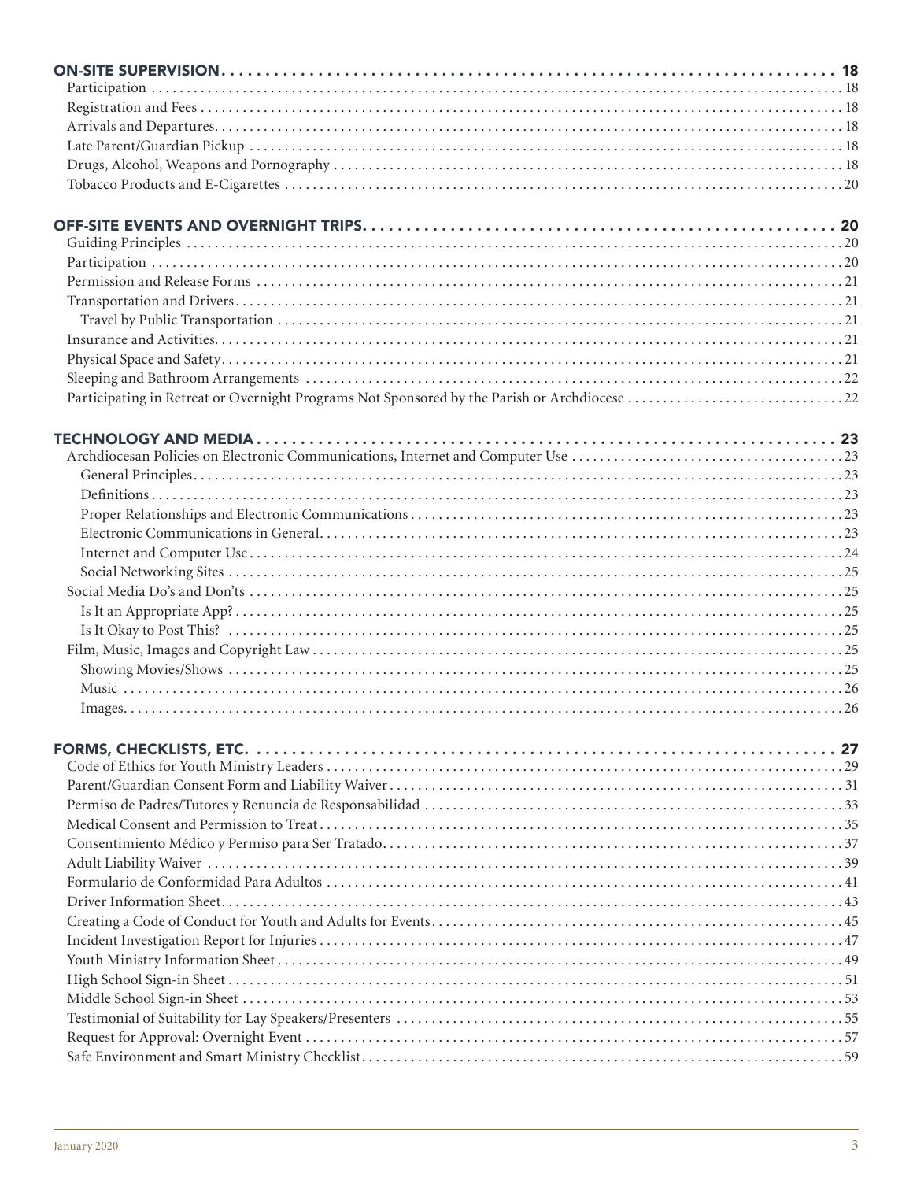**ON-SITE SUPERVISION 18**

- Participation 18
- Registration and Fees 18
- Arrivals and Departures 18
- Late Parent/Guardian Pickup 18
- Drugs, Alcohol, Weapons and Pornography 18
- Tobacco Products and E-Cigarettes 20

**OFF-SITE EVENTS AND OVERNIGHT TRIPS 20**

- Guiding Principles 20
- Participation 20
- Permission and Release Forms 21
- Transportation and Drivers 21
  - Travel by Public Transportation 21
- Insurance and Activities 21
- Physical Space and Safety 21
- Sleeping and Bathroom Arrangements 22
- Participating in Retreat or Overnight Programs Not Sponsored by the Parish or Archdiocese 22

**TECHNOLOGY AND MEDIA 23**

- Archdiocesan Policies on Electronic Communications, Internet and Computer Use 23
  - General Principles 23
  - Definitions 23
  - Proper Relationships and Electronic Communications 23
  - Electronic Communications in General 23
  - Internet and Computer Use 24
  - Social Networking Sites 25
- Social Media Do's and Don'ts 25
  - Is It an Appropriate App? 25
  - Is It Okay to Post This? 25
- Film, Music, Images and Copyright Law 25
  - Showing Movies/Shows 25
  - Music 26
  - Images 26

**FORMS, CHECKLISTS, ETC. 27**

- Code of Ethics for Youth Ministry Leaders 29
- Parent/Guardian Consent Form and Liability Waiver 31
- Permiso de Padres/Tutores y Renuncia de Responsabilidad 33
- Medical Consent and Permission to Treat 35
- Consentimiento Médico y Permiso para Ser Tratado 37
- Adult Liability Waiver 39
- Formulario de Conformidad Para Adultos 41
- Driver Information Sheet 43
- Creating a Code of Conduct for Youth and Adults for Events 45
- Incident Investigation Report for Injuries 47
- Youth Ministry Information Sheet 49
- High School Sign-in Sheet 51
- Middle School Sign-in Sheet 53
- Testimonial of Suitability for Lay Speakers/Presenters 55
- Request for Approval: Overnight Event 57
- Safe Environment and Smart Ministry Checklist 59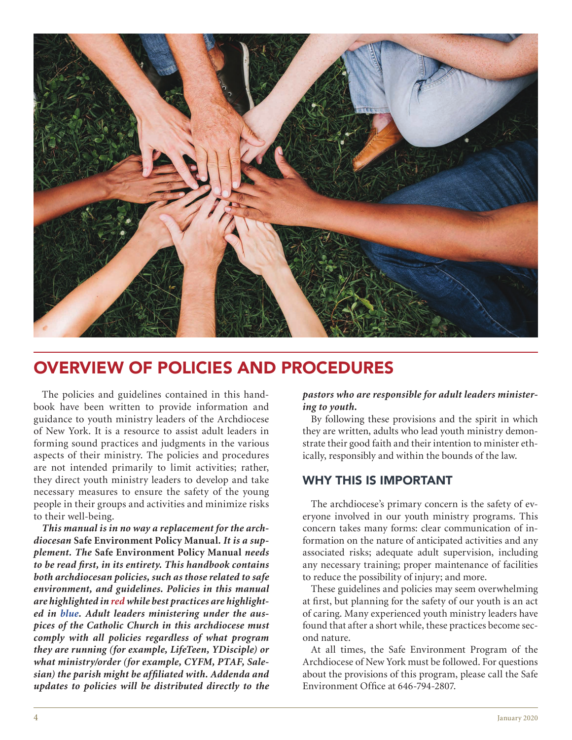# OVERVIEW OF POLICIES AND PROCEDURES

The policies and guidelines contained in this handbook have been written to provide information and guidance to youth ministry leaders of the Archdiocese of New York. It is a resource to assist adult leaders in forming sound practices and judgments in the various aspects of their ministry. The policies and procedures are not intended primarily to limit activities; rather, they direct youth ministry leaders to develop and take necessary measures to ensure the safety of the young people in their groups and activities and minimize risks to their well-being.

***This manual is in no way a replacement for the archdiocesan* Safe Environment Policy Manual. *It is a supplement. The* Safe Environment Policy Manual *needs to be read first, in its entirety. This handbook contains both archdiocesan policies, such as those related to safe environment, and guidelines. Policies in this manual are highlighted in red while best practices are highlighted in blue. Adult leaders ministering under the auspices of the Catholic Church in this archdiocese must comply with all policies regardless of what program they are running (for example, LifeTeen, YDisciple) or what ministry/order (for example, CYFM, PTAF, Salesian) the parish might be affiliated with. Addenda and updates to policies will be distributed directly to the pastors who are responsible for adult leaders ministering to youth.***

By following these provisions and the spirit in which they are written, adults who lead youth ministry demonstrate their good faith and their intention to minister ethically, responsibly and within the bounds of the law.

## WHY THIS IS IMPORTANT

The archdiocese's primary concern is the safety of everyone involved in our youth ministry programs. This concern takes many forms: clear communication of information on the nature of anticipated activities and any associated risks; adequate adult supervision, including any necessary training; proper maintenance of facilities to reduce the possibility of injury; and more.

These guidelines and policies may seem overwhelming at first, but planning for the safety of our youth is an act of caring. Many experienced youth ministry leaders have found that after a short while, these practices become second nature.

At all times, the Safe Environment Program of the Archdiocese of New York must be followed. For questions about the provisions of this program, please call the Safe Environment Office at 646-794-2807.